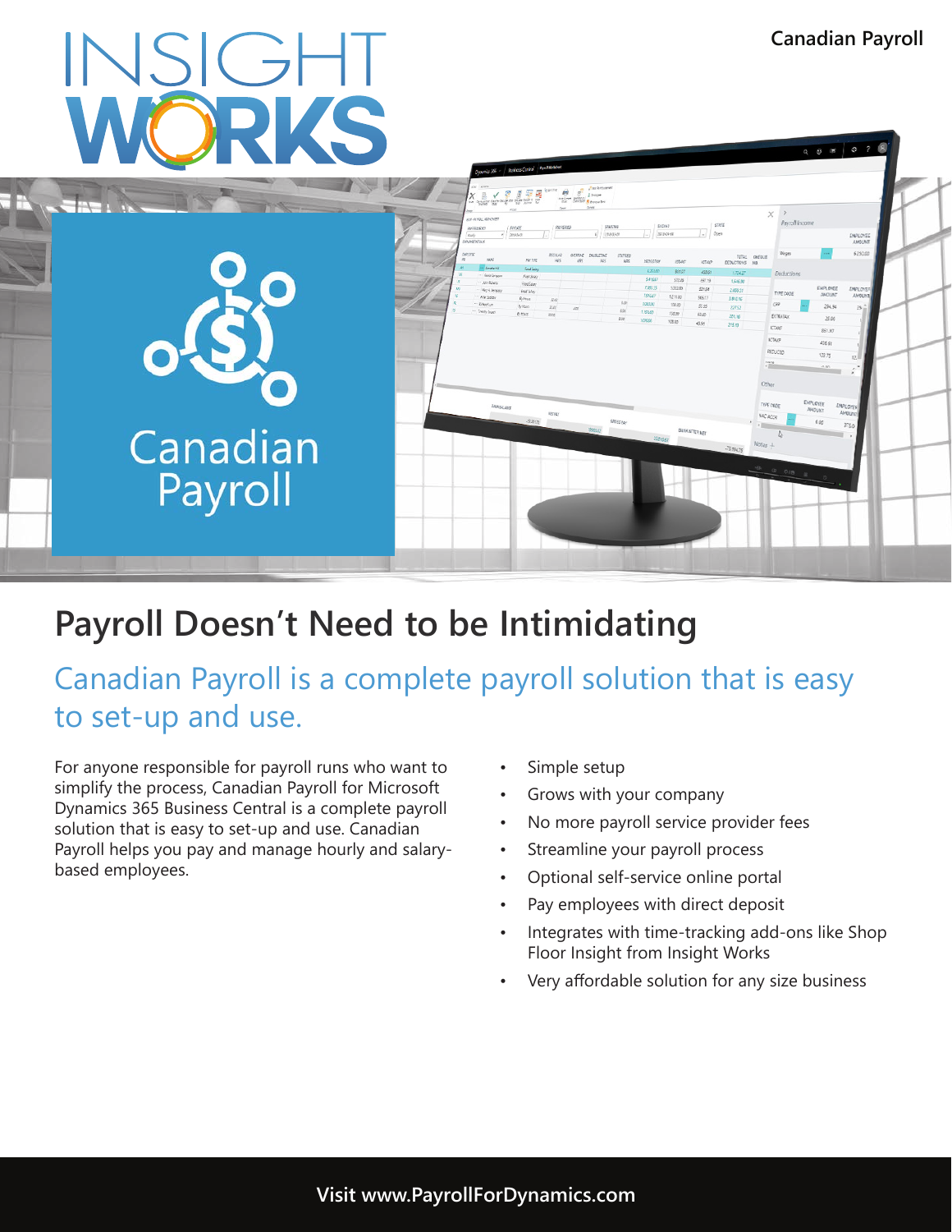# INSIGHT WORKS

Canadian Payroll

Canadian Payroll

## Payroll Doesn't Need to be Intimidating

### Canadian Payroll is a complete payroll solution that is easy to set-up and use.

For anyone responsible for payroll runs who want to simplify the process, Canadian Payroll for Microsoft Dynamics 365 Business Central is a complete payroll solution that is easy to set-up and use. Canadian Payroll helps you pay and manage hourly and salary-based employees.

- Simple setup
- Grows with your company
- No more payroll service provider fees
- Streamline your payroll process
- Optional self-service online portal
- Pay employees with direct deposit
- Integrates with time-tracking add-ons like Shop Floor Insight from Insight Works
- Very affordable solution for any size business

**Visit www.PayrollForDynamics.com**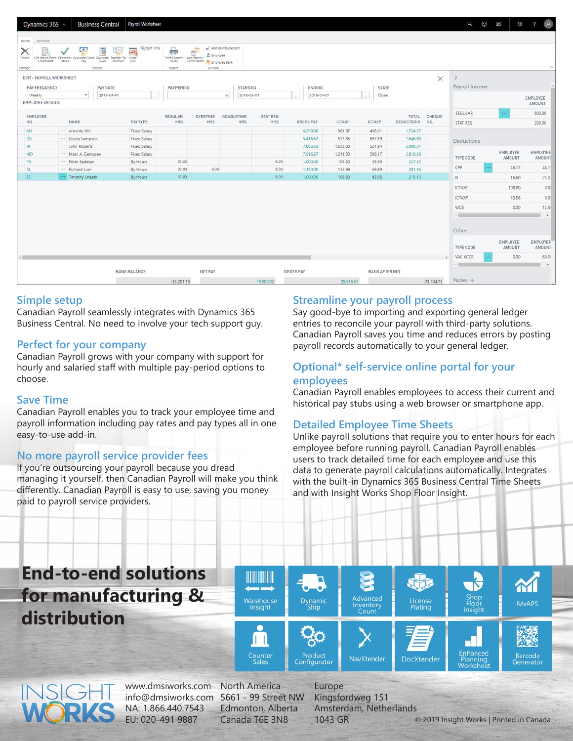## Simple setup

Canadian Payroll seamlessly integrates with Dynamics 365 Business Central. No need to involve your tech support guy.

## Perfect for your company

Canadian Payroll grows with your company with support for hourly and salaried staff with multiple pay-period options to choose.

## Save Time

Canadian Payroll enables you to track your employee time and payroll information including pay rates and pay types all in one easy-to-use add-in.

## No more payroll service provider fees

If you're outsourcing your payroll because you dread managing it yourself, then Canadian Payroll will make you think differently. Canadian Payroll is easy to use, saving you money paid to payroll service providers.

## Streamline your payroll process

Say good-bye to importing and exporting general ledger entries to reconcile your payroll with third-party solutions. Canadian Payroll saves you time and reduces errors by posting payroll records automatically to your general ledger.

## Optional* self-service online portal for your employees

Canadian Payroll enables employees to access their current and historical pay stubs using a web browser or smartphone app.

## Detailed Employee Time Sheets

Unlike payroll solutions that require you to enter hours for each employee before running payroll, Canadian Payroll enables users to track detailed time for each employee and use this data to generate payroll calculations automatically. Integrates with the built-in Dynamics 365 Business Central Time Sheets and with Insight Works Shop Floor Insight.

# End-to-end solutions for manufacturing & distribution

Warehouse Insight
Dynamic Ship
Advanced Inventory Count
License Plating
Shop Floor Insight
MxAPS
Counter Sales
Product Configurator
NavXtender
DocXtender
Enhanced Planning Worksheet
Barcode Generator

INSIGHT WORKS

www.dmsiworks.com
info@dmsiworks.com
NA: 1.866.440.7543
EU: 020-491 9887

North America
5661 - 99 Street NW
Edmonton, Alberta
Canada T6E 3N8

Europe
Kingsfordweg 151
Amsterdam, Netherlands
1043 GR

© 2019 Insight Works | Printed in Canada